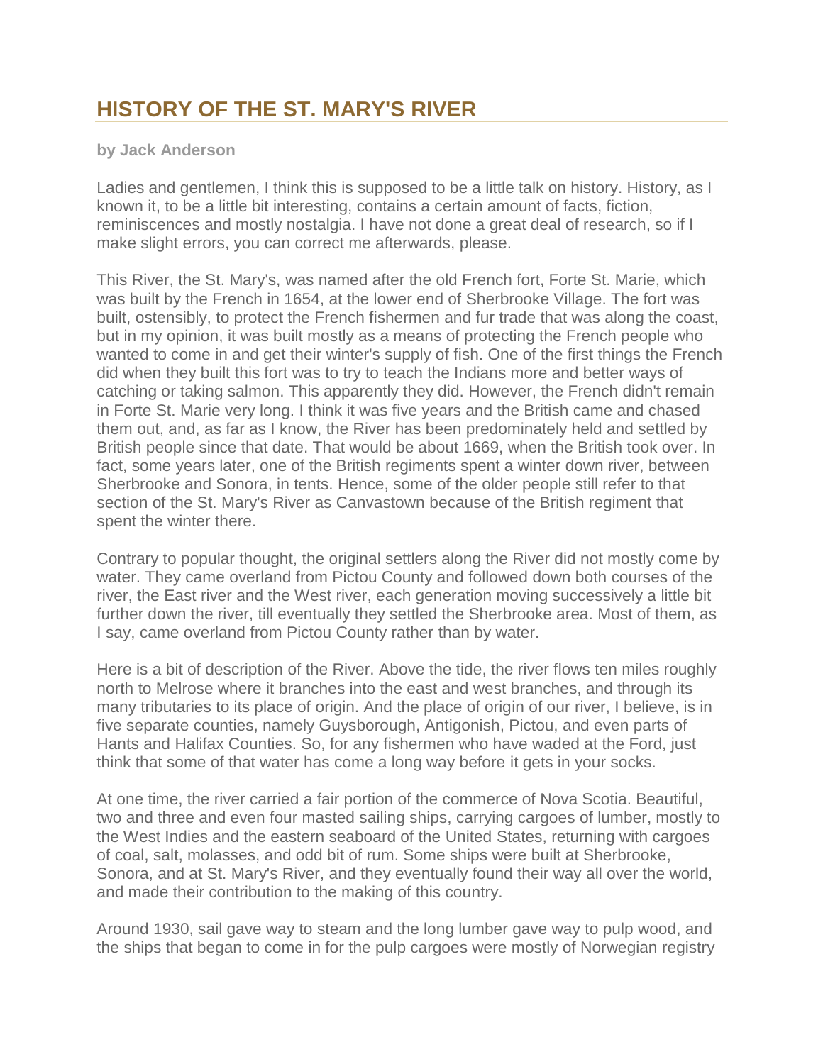# HISTORY OF THE ST. MARY'S RIVER

**by Jack Anderson**

Ladies and gentlemen, I think this is supposed to be a little talk on history. History, as I known it, to be a little bit interesting, contains a certain amount of facts, fiction, reminiscences and mostly nostalgia. I have not done a great deal of research, so if I make slight errors, you can correct me afterwards, please.

This River, the St. Mary's, was named after the old French fort, Forte St. Marie, which was built by the French in 1654, at the lower end of Sherbrooke Village. The fort was built, ostensibly, to protect the French fishermen and fur trade that was along the coast, but in my opinion, it was built mostly as a means of protecting the French people who wanted to come in and get their winter's supply of fish. One of the first things the French did when they built this fort was to try to teach the Indians more and better ways of catching or taking salmon. This apparently they did. However, the French didn't remain in Forte St. Marie very long. I think it was five years and the British came and chased them out, and, as far as I know, the River has been predominately held and settled by British people since that date. That would be about 1669, when the British took over. In fact, some years later, one of the British regiments spent a winter down river, between Sherbrooke and Sonora, in tents. Hence, some of the older people still refer to that section of the St. Mary's River as Canvastown because of the British regiment that spent the winter there.

Contrary to popular thought, the original settlers along the River did not mostly come by water. They came overland from Pictou County and followed down both courses of the river, the East river and the West river, each generation moving successively a little bit further down the river, till eventually they settled the Sherbrooke area. Most of them, as I say, came overland from Pictou County rather than by water.

Here is a bit of description of the River. Above the tide, the river flows ten miles roughly north to Melrose where it branches into the east and west branches, and through its many tributaries to its place of origin. And the place of origin of our river, I believe, is in five separate counties, namely Guysborough, Antigonish, Pictou, and even parts of Hants and Halifax Counties. So, for any fishermen who have waded at the Ford, just think that some of that water has come a long way before it gets in your socks.

At one time, the river carried a fair portion of the commerce of Nova Scotia. Beautiful, two and three and even four masted sailing ships, carrying cargoes of lumber, mostly to the West Indies and the eastern seaboard of the United States, returning with cargoes of coal, salt, molasses, and odd bit of rum. Some ships were built at Sherbrooke, Sonora, and at St. Mary's River, and they eventually found their way all over the world, and made their contribution to the making of this country.

Around 1930, sail gave way to steam and the long lumber gave way to pulp wood, and the ships that began to come in for the pulp cargoes were mostly of Norwegian registry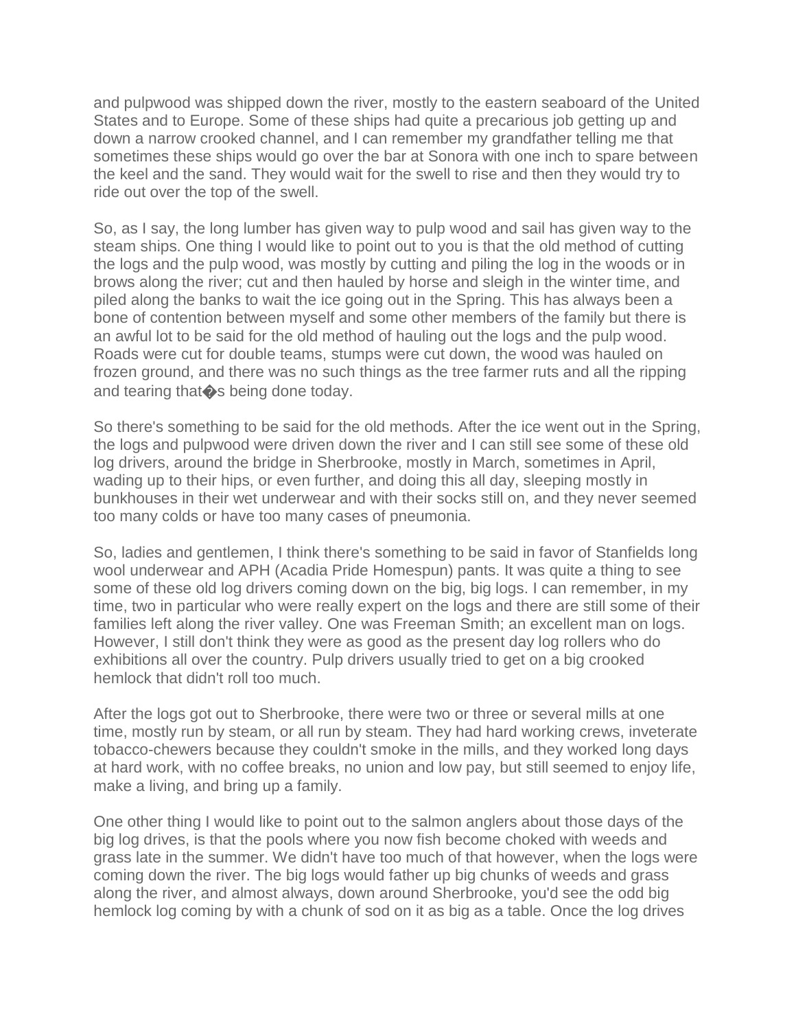and pulpwood was shipped down the river, mostly to the eastern seaboard of the United States and to Europe. Some of these ships had quite a precarious job getting up and down a narrow crooked channel, and I can remember my grandfather telling me that sometimes these ships would go over the bar at Sonora with one inch to spare between the keel and the sand. They would wait for the swell to rise and then they would try to ride out over the top of the swell.

So, as I say, the long lumber has given way to pulp wood and sail has given way to the steam ships. One thing I would like to point out to you is that the old method of cutting the logs and the pulp wood, was mostly by cutting and piling the log in the woods or in brows along the river; cut and then hauled by horse and sleigh in the winter time, and piled along the banks to wait the ice going out in the Spring. This has always been a bone of contention between myself and some other members of the family but there is an awful lot to be said for the old method of hauling out the logs and the pulp wood. Roads were cut for double teams, stumps were cut down, the wood was hauled on frozen ground, and there was no such things as the tree farmer ruts and all the ripping and tearing that�s being done today.

So there's something to be said for the old methods. After the ice went out in the Spring, the logs and pulpwood were driven down the river and I can still see some of these old log drivers, around the bridge in Sherbrooke, mostly in March, sometimes in April, wading up to their hips, or even further, and doing this all day, sleeping mostly in bunkhouses in their wet underwear and with their socks still on, and they never seemed too many colds or have too many cases of pneumonia.

So, ladies and gentlemen, I think there's something to be said in favor of Stanfields long wool underwear and APH (Acadia Pride Homespun) pants. It was quite a thing to see some of these old log drivers coming down on the big, big logs. I can remember, in my time, two in particular who were really expert on the logs and there are still some of their families left along the river valley. One was Freeman Smith; an excellent man on logs. However, I still don't think they were as good as the present day log rollers who do exhibitions all over the country. Pulp drivers usually tried to get on a big crooked hemlock that didn't roll too much.

After the logs got out to Sherbrooke, there were two or three or several mills at one time, mostly run by steam, or all run by steam. They had hard working crews, inveterate tobacco-chewers because they couldn't smoke in the mills, and they worked long days at hard work, with no coffee breaks, no union and low pay, but still seemed to enjoy life, make a living, and bring up a family.

One other thing I would like to point out to the salmon anglers about those days of the big log drives, is that the pools where you now fish become choked with weeds and grass late in the summer. We didn't have too much of that however, when the logs were coming down the river. The big logs would father up big chunks of weeds and grass along the river, and almost always, down around Sherbrooke, you'd see the odd big hemlock log coming by with a chunk of sod on it as big as a table. Once the log drives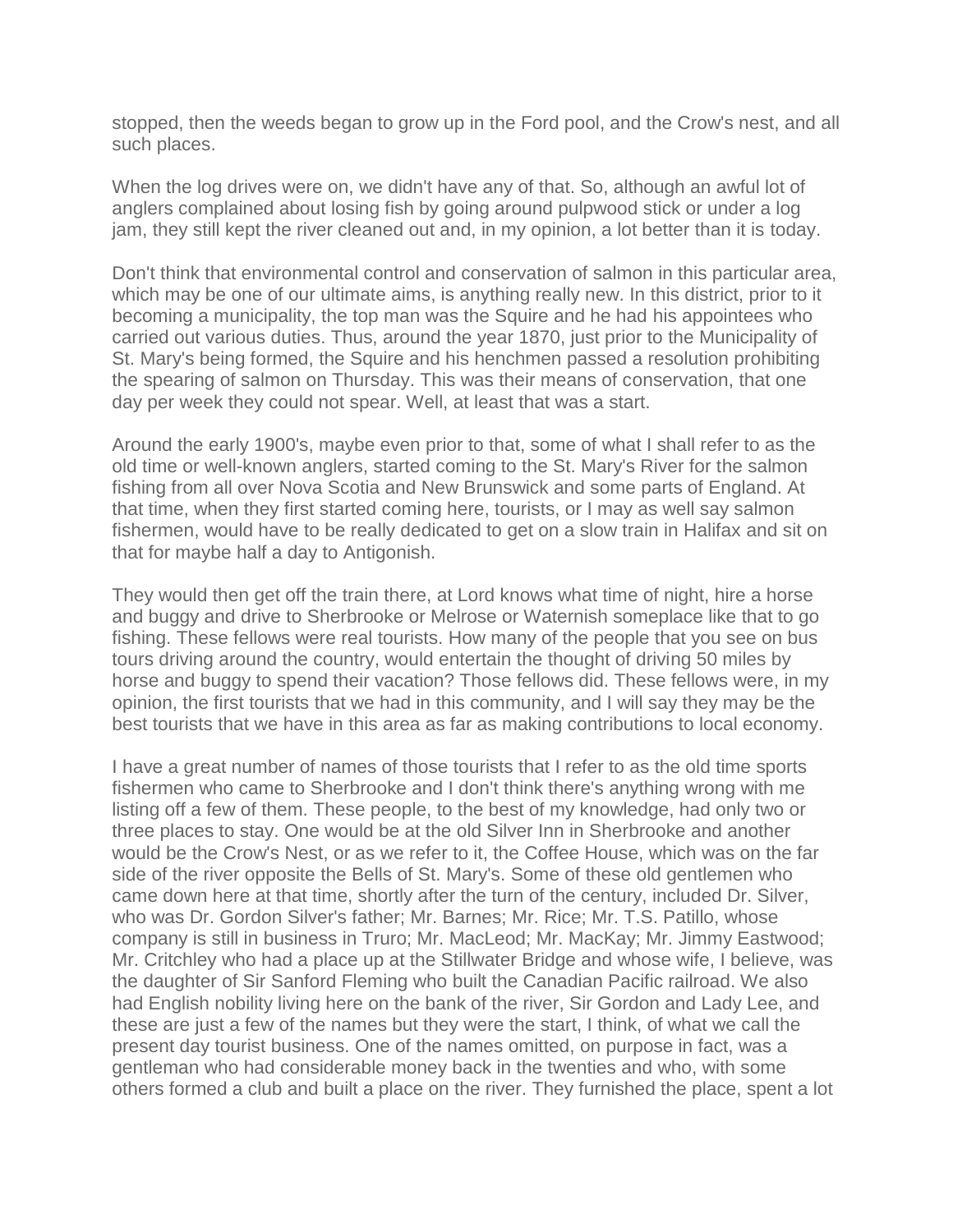stopped, then the weeds began to grow up in the Ford pool, and the Crow's nest, and all such places.

When the log drives were on, we didn't have any of that. So, although an awful lot of anglers complained about losing fish by going around pulpwood stick or under a log jam, they still kept the river cleaned out and, in my opinion, a lot better than it is today.

Don't think that environmental control and conservation of salmon in this particular area, which may be one of our ultimate aims, is anything really new. In this district, prior to it becoming a municipality, the top man was the Squire and he had his appointees who carried out various duties. Thus, around the year 1870, just prior to the Municipality of St. Mary's being formed, the Squire and his henchmen passed a resolution prohibiting the spearing of salmon on Thursday. This was their means of conservation, that one day per week they could not spear. Well, at least that was a start.

Around the early 1900's, maybe even prior to that, some of what I shall refer to as the old time or well-known anglers, started coming to the St. Mary's River for the salmon fishing from all over Nova Scotia and New Brunswick and some parts of England. At that time, when they first started coming here, tourists, or I may as well say salmon fishermen, would have to be really dedicated to get on a slow train in Halifax and sit on that for maybe half a day to Antigonish.

They would then get off the train there, at Lord knows what time of night, hire a horse and buggy and drive to Sherbrooke or Melrose or Waternish someplace like that to go fishing. These fellows were real tourists. How many of the people that you see on bus tours driving around the country, would entertain the thought of driving 50 miles by horse and buggy to spend their vacation? Those fellows did. These fellows were, in my opinion, the first tourists that we had in this community, and I will say they may be the best tourists that we have in this area as far as making contributions to local economy.

I have a great number of names of those tourists that I refer to as the old time sports fishermen who came to Sherbrooke and I don't think there's anything wrong with me listing off a few of them. These people, to the best of my knowledge, had only two or three places to stay. One would be at the old Silver Inn in Sherbrooke and another would be the Crow's Nest, or as we refer to it, the Coffee House, which was on the far side of the river opposite the Bells of St. Mary's. Some of these old gentlemen who came down here at that time, shortly after the turn of the century, included Dr. Silver, who was Dr. Gordon Silver's father; Mr. Barnes; Mr. Rice; Mr. T.S. Patillo, whose company is still in business in Truro; Mr. MacLeod; Mr. MacKay; Mr. Jimmy Eastwood; Mr. Critchley who had a place up at the Stillwater Bridge and whose wife, I believe, was the daughter of Sir Sanford Fleming who built the Canadian Pacific railroad. We also had English nobility living here on the bank of the river, Sir Gordon and Lady Lee, and these are just a few of the names but they were the start, I think, of what we call the present day tourist business. One of the names omitted, on purpose in fact, was a gentleman who had considerable money back in the twenties and who, with some others formed a club and built a place on the river. They furnished the place, spent a lot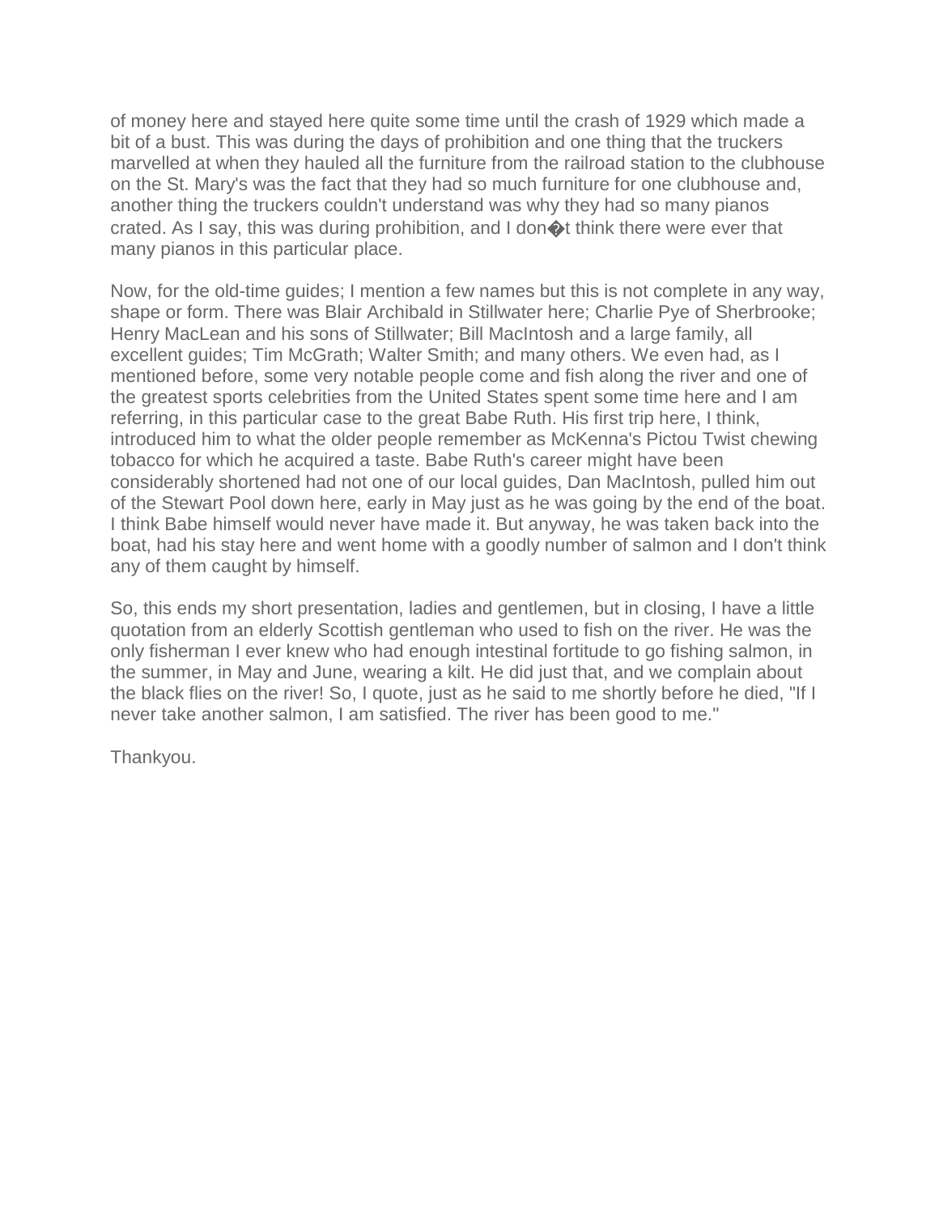of money here and stayed here quite some time until the crash of 1929 which made a bit of a bust. This was during the days of prohibition and one thing that the truckers marvelled at when they hauled all the furniture from the railroad station to the clubhouse on the St. Mary's was the fact that they had so much furniture for one clubhouse and, another thing the truckers couldn't understand was why they had so many pianos crated. As I say, this was during prohibition, and I don�t think there were ever that many pianos in this particular place.

Now, for the old-time guides; I mention a few names but this is not complete in any way, shape or form. There was Blair Archibald in Stillwater here; Charlie Pye of Sherbrooke; Henry MacLean and his sons of Stillwater; Bill MacIntosh and a large family, all excellent guides; Tim McGrath; Walter Smith; and many others. We even had, as I mentioned before, some very notable people come and fish along the river and one of the greatest sports celebrities from the United States spent some time here and I am referring, in this particular case to the great Babe Ruth. His first trip here, I think, introduced him to what the older people remember as McKenna's Pictou Twist chewing tobacco for which he acquired a taste. Babe Ruth's career might have been considerably shortened had not one of our local guides, Dan MacIntosh, pulled him out of the Stewart Pool down here, early in May just as he was going by the end of the boat. I think Babe himself would never have made it. But anyway, he was taken back into the boat, had his stay here and went home with a goodly number of salmon and I don't think any of them caught by himself.

So, this ends my short presentation, ladies and gentlemen, but in closing, I have a little quotation from an elderly Scottish gentleman who used to fish on the river. He was the only fisherman I ever knew who had enough intestinal fortitude to go fishing salmon, in the summer, in May and June, wearing a kilt. He did just that, and we complain about the black flies on the river! So, I quote, just as he said to me shortly before he died, "If I never take another salmon, I am satisfied. The river has been good to me."

Thankyou.